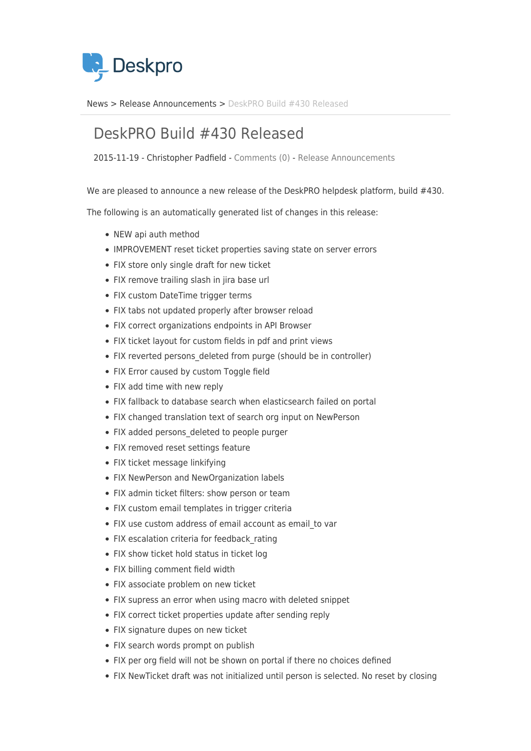Deskpro

News > Release Announcements > DeskPRO Build #430 Released

# DeskPRO Build #430 Released

2015-11-19 - Christopher Padfield - Comments (0) - Release Announcements

We are pleased to announce a new release of the DeskPRO helpdesk platform, build #430.

The following is an automatically generated list of changes in this release:

- NEW api auth method
- IMPROVEMENT reset ticket properties saving state on server errors
- FIX store only single draft for new ticket
- FIX remove trailing slash in jira base url
- FIX custom DateTime trigger terms
- FIX tabs not updated properly after browser reload
- FIX correct organizations endpoints in API Browser
- FIX ticket layout for custom fields in pdf and print views
- FIX reverted persons_deleted from purge (should be in controller)
- FIX Error caused by custom Toggle field
- FIX add time with new reply
- FIX fallback to database search when elasticsearch failed on portal
- FIX changed translation text of search org input on NewPerson
- FIX added persons_deleted to people purger
- FIX removed reset settings feature
- FIX ticket message linkifying
- FIX NewPerson and NewOrganization labels
- FIX admin ticket filters: show person or team
- FIX custom email templates in trigger criteria
- FIX use custom address of email account as email_to var
- FIX escalation criteria for feedback_rating
- FIX show ticket hold status in ticket log
- FIX billing comment field width
- FIX associate problem on new ticket
- FIX supress an error when using macro with deleted snippet
- FIX correct ticket properties update after sending reply
- FIX signature dupes on new ticket
- FIX search words prompt on publish
- FIX per org field will not be shown on portal if there no choices defined
- FIX NewTicket draft was not initialized until person is selected. No reset by closing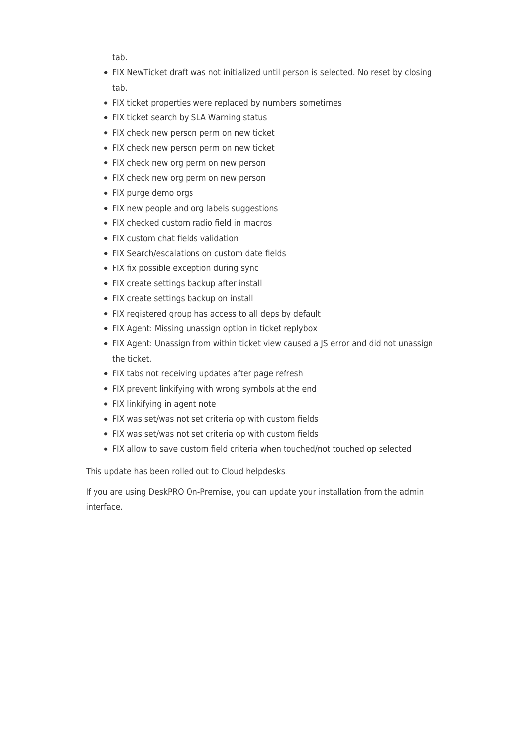tab.

- FIX NewTicket draft was not initialized until person is selected. No reset by closing tab.
- FIX ticket properties were replaced by numbers sometimes
- FIX ticket search by SLA Warning status
- FIX check new person perm on new ticket
- FIX check new person perm on new ticket
- FIX check new org perm on new person
- FIX check new org perm on new person
- FIX purge demo orgs
- FIX new people and org labels suggestions
- FIX checked custom radio field in macros
- FIX custom chat fields validation
- FIX Search/escalations on custom date fields
- FIX fix possible exception during sync
- FIX create settings backup after install
- FIX create settings backup on install
- FIX registered group has access to all deps by default
- FIX Agent: Missing unassign option in ticket replybox
- FIX Agent: Unassign from within ticket view caused a JS error and did not unassign the ticket.
- FIX tabs not receiving updates after page refresh
- FIX prevent linkifying with wrong symbols at the end
- FIX linkifying in agent note
- FIX was set/was not set criteria op with custom fields
- FIX was set/was not set criteria op with custom fields
- FIX allow to save custom field criteria when touched/not touched op selected

This update has been rolled out to Cloud helpdesks.

If you are using DeskPRO On-Premise, you can update your installation from the admin interface.